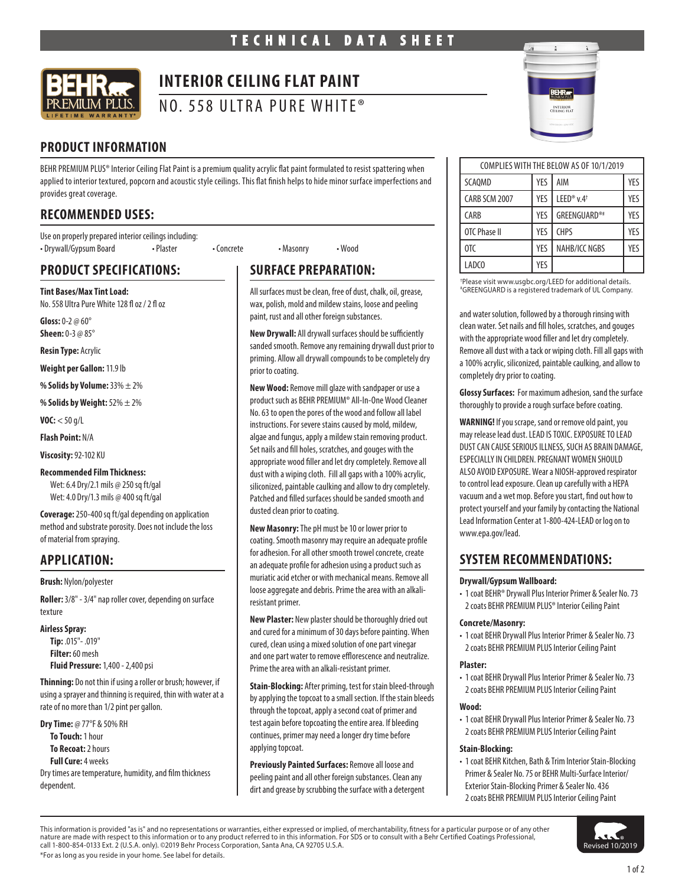# TECHNICAL DATA SHEET

# INTERIOR CEILING FLAT PAINT

## NO. 558 ULTRA PURE WHITE®

## PRODUCT INFORMATION

BEHR PREMIUM PLUS® Interior Ceiling Flat Paint is a premium quality acrylic flat paint formulated to resist spattering when applied to interior textured, popcorn and acoustic style ceilings. This flat finish helps to hide minor surface imperfections and provides great coverage.

| COMPLIES WITH THE BELOW AS OF 10/1/2019 | | | |
|---|---|---|---|
| SCAQMD | YES | AIM | YES |
| CARB SCM 2007 | YES | LEED® v.4† | YES |
| CARB | YES | GREENGUARD®‡ | YES |
| OTC Phase II | YES | CHPS | YES |
| OTC | YES | NAHB/ICC NGBS | YES |
| LADCO | YES | | |

†Please visit www.usgbc.org/LEED for additional details.
‡GREENGUARD is a registered trademark of UL Company.

## RECOMMENDED USES:

Use on properly prepared interior ceilings including:

- Drywall/Gypsum Board
- Plaster
- Concrete
- Masonry
- Wood

## PRODUCT SPECIFICATIONS:

**Tint Bases/Max Tint Load:**
No. 558 Ultra Pure White 128 fl oz / 2 fl oz

**Gloss:** 0-2 @ 60°
**Sheen:** 0-3 @ 85°

**Resin Type:** Acrylic

**Weight per Gallon:** 11.9 lb

**% Solids by Volume:** 33% ± 2%

**% Solids by Weight:** 52% ± 2%

**VOC:** < 50 g/L

**Flash Point:** N/A

**Viscosity:** 92-102 KU

**Recommended Film Thickness:**
Wet: 6.4 Dry/2.1 mils @ 250 sq ft/gal
Wet: 4.0 Dry/1.3 mils @ 400 sq ft/gal

**Coverage:** 250-400 sq ft/gal depending on application method and substrate porosity. Does not include the loss of material from spraying.

## APPLICATION:

**Brush:** Nylon/polyester

**Roller:** 3/8" - 3/4" nap roller cover, depending on surface texture

**Airless Spray:**
**Tip:** .015"- .019"
**Filter:** 60 mesh
**Fluid Pressure:** 1,400 - 2,400 psi

**Thinning:** Do not thin if using a roller or brush; however, if using a sprayer and thinning is required, thin with water at a rate of no more than 1/2 pint per gallon.

**Dry Time:** @ 77°F & 50% RH
**To Touch:** 1 hour
**To Recoat:** 2 hours
**Full Cure:** 4 weeks
Dry times are temperature, humidity, and film thickness dependent.

## SURFACE PREPARATION:

All surfaces must be clean, free of dust, chalk, oil, grease, wax, polish, mold and mildew stains, loose and peeling paint, rust and all other foreign substances.

**New Drywall:** All drywall surfaces should be sufficiently sanded smooth. Remove any remaining drywall dust prior to priming. Allow all drywall compounds to be completely dry prior to coating.

**New Wood:** Remove mill glaze with sandpaper or use a product such as BEHR PREMIUM® All-In-One Wood Cleaner No. 63 to open the pores of the wood and follow all label instructions. For severe stains caused by mold, mildew, algae and fungus, apply a mildew stain removing product. Set nails and fill holes, scratches, and gouges with the appropriate wood filler and let dry completely. Remove all dust with a wiping cloth. Fill all gaps with a 100% acrylic, siliconized, paintable caulking and allow to dry completely. Patched and filled surfaces should be sanded smooth and dusted clean prior to coating.

**New Masonry:** The pH must be 10 or lower prior to coating. Smooth masonry may require an adequate profile for adhesion. For all other smooth trowel concrete, create an adequate profile for adhesion using a product such as muriatic acid etcher or with mechanical means. Remove all loose aggregate and debris. Prime the area with an alkali-resistant primer.

**New Plaster:** New plaster should be thoroughly dried out and cured for a minimum of 30 days before painting. When cured, clean using a mixed solution of one part vinegar and one part water to remove efflorescence and neutralize. Prime the area with an alkali-resistant primer.

**Stain-Blocking:** After priming, test for stain bleed-through by applying the topcoat to a small section. If the stain bleeds through the topcoat, apply a second coat of primer and test again before topcoating the entire area. If bleeding continues, primer may need a longer dry time before applying topcoat.

**Previously Painted Surfaces:** Remove all loose and peeling paint and all other foreign substances. Clean any dirt and grease by scrubbing the surface with a detergent and water solution, followed by a thorough rinsing with clean water. Set nails and fill holes, scratches, and gouges with the appropriate wood filler and let dry completely. Remove all dust with a tack or wiping cloth. Fill all gaps with a 100% acrylic, siliconized, paintable caulking, and allow to completely dry prior to coating.

**Glossy Surfaces:** For maximum adhesion, sand the surface thoroughly to provide a rough surface before coating.

**WARNING!** If you scrape, sand or remove old paint, you may release lead dust. LEAD IS TOXIC. EXPOSURE TO LEAD DUST CAN CAUSE SERIOUS ILLNESS, SUCH AS BRAIN DAMAGE, ESPECIALLY IN CHILDREN. PREGNANT WOMEN SHOULD ALSO AVOID EXPOSURE. Wear a NIOSH-approved respirator to control lead exposure. Clean up carefully with a HEPA vacuum and a wet mop. Before you start, find out how to protect yourself and your family by contacting the National Lead Information Center at 1-800-424-LEAD or log on to www.epa.gov/lead.

## SYSTEM RECOMMENDATIONS:

### Drywall/Gypsum Wallboard:

- 1 coat BEHR® Drywall Plus Interior Primer & Sealer No. 73
  2 coats BEHR PREMIUM PLUS® Interior Ceiling Paint

### Concrete/Masonry:

- 1 coat BEHR Drywall Plus Interior Primer & Sealer No. 73
  2 coats BEHR PREMIUM PLUS Interior Ceiling Paint

### Plaster:

- 1 coat BEHR Drywall Plus Interior Primer & Sealer No. 73
  2 coats BEHR PREMIUM PLUS Interior Ceiling Paint

### Wood:

- 1 coat BEHR Drywall Plus Interior Primer & Sealer No. 73
  2 coats BEHR PREMIUM PLUS Interior Ceiling Paint

### Stain-Blocking:

- 1 coat BEHR Kitchen, Bath & Trim Interior Stain-Blocking Primer & Sealer No. 75 or BEHR Multi-Surface Interior/Exterior Stain-Blocking Primer & Sealer No. 436
  2 coats BEHR PREMIUM PLUS Interior Ceiling Paint

This information is provided "as is" and no representations or warranties, either expressed or implied, of merchantability, fitness for a particular purpose or of any other nature are made with respect to this information or to any product referred to in this information. For SDS or to consult with a Behr Certified Coatings Professional, call 1-800-854-0133 Ext. 2 (U.S.A. only). ©2019 Behr Process Corporation, Santa Ana, CA 92705 U.S.A.

*For as long as you reside in your home. See label for details.

Revised 10/2019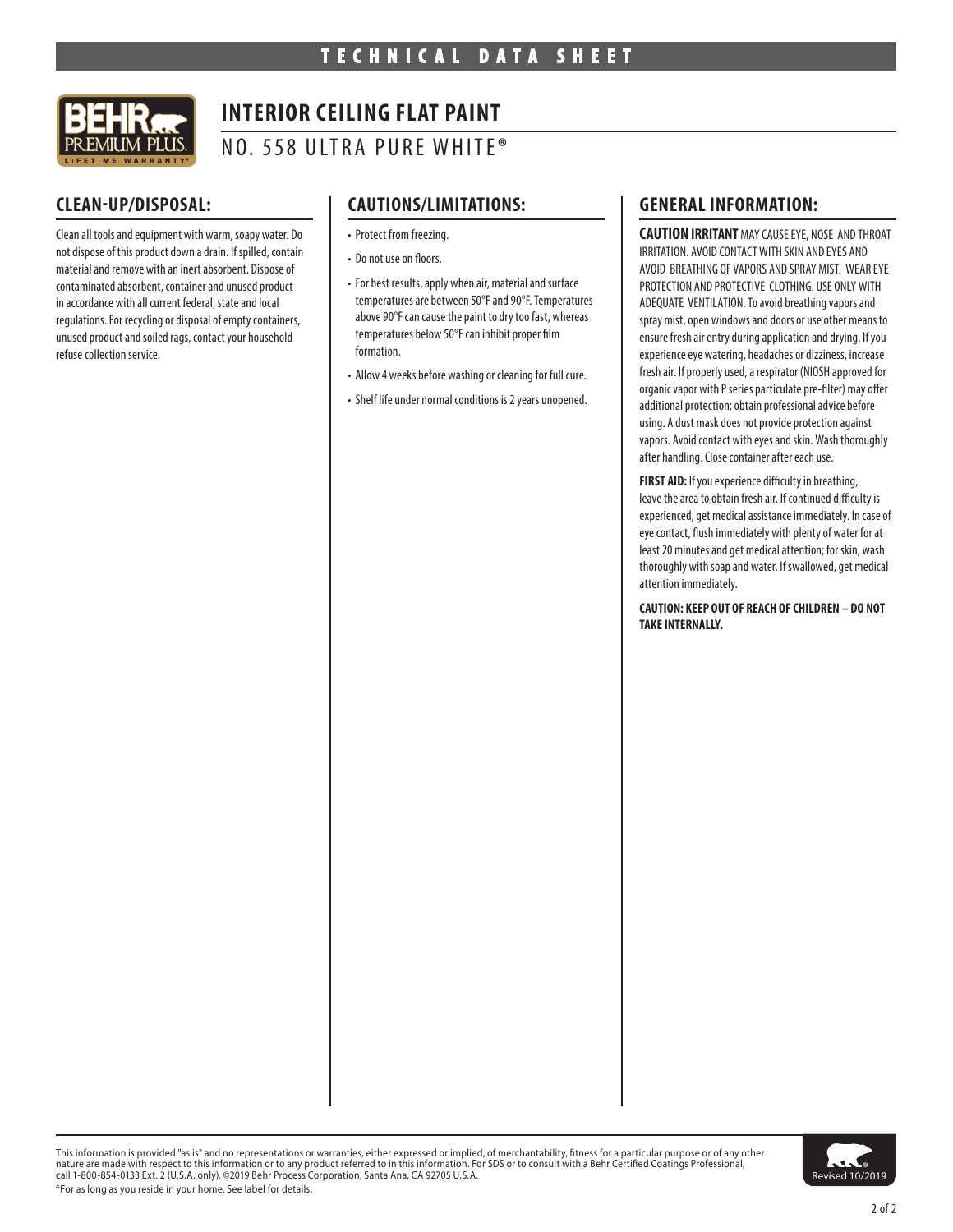# INTERIOR CEILING FLAT PAINT

NO. 558 ULTRA PURE WHITE®

## CLEAN-UP/DISPOSAL:

Clean all tools and equipment with warm, soapy water. Do not dispose of this product down a drain. If spilled, contain material and remove with an inert absorbent. Dispose of contaminated absorbent, container and unused product in accordance with all current federal, state and local regulations. For recycling or disposal of empty containers, unused product and soiled rags, contact your household refuse collection service.

## CAUTIONS/LIMITATIONS:

- Protect from freezing.
- Do not use on floors.
- For best results, apply when air, material and surface temperatures are between 50°F and 90°F. Temperatures above 90°F can cause the paint to dry too fast, whereas temperatures below 50°F can inhibit proper film formation.
- Allow 4 weeks before washing or cleaning for full cure.
- Shelf life under normal conditions is 2 years unopened.

## GENERAL INFORMATION:

**CAUTION IRRITANT** MAY CAUSE EYE, NOSE AND THROAT IRRITATION. AVOID CONTACT WITH SKIN AND EYES AND AVOID BREATHING OF VAPORS AND SPRAY MIST. WEAR EYE PROTECTION AND PROTECTIVE CLOTHING. USE ONLY WITH ADEQUATE VENTILATION. To avoid breathing vapors and spray mist, open windows and doors or use other means to ensure fresh air entry during application and drying. If you experience eye watering, headaches or dizziness, increase fresh air. If properly used, a respirator (NIOSH approved for organic vapor with P series particulate pre-filter) may offer additional protection; obtain professional advice before using. A dust mask does not provide protection against vapors. Avoid contact with eyes and skin. Wash thoroughly after handling. Close container after each use.

**FIRST AID:** If you experience difficulty in breathing, leave the area to obtain fresh air. If continued difficulty is experienced, get medical assistance immediately. In case of eye contact, flush immediately with plenty of water for at least 20 minutes and get medical attention; for skin, wash thoroughly with soap and water. If swallowed, get medical attention immediately.

**CAUTION: KEEP OUT OF REACH OF CHILDREN – DO NOT TAKE INTERNALLY.**

This information is provided "as is" and no representations or warranties, either expressed or implied, of merchantability, fitness for a particular purpose or of any other nature are made with respect to this information or to any product referred to in this information. For SDS or to consult with a Behr Certified Coatings Professional, call 1-800-854-0133 Ext. 2 (U.S.A. only). ©2019 Behr Process Corporation, Santa Ana, CA 92705 U.S.A.

*For as long as you reside in your home. See label for details.

Revised 10/2019